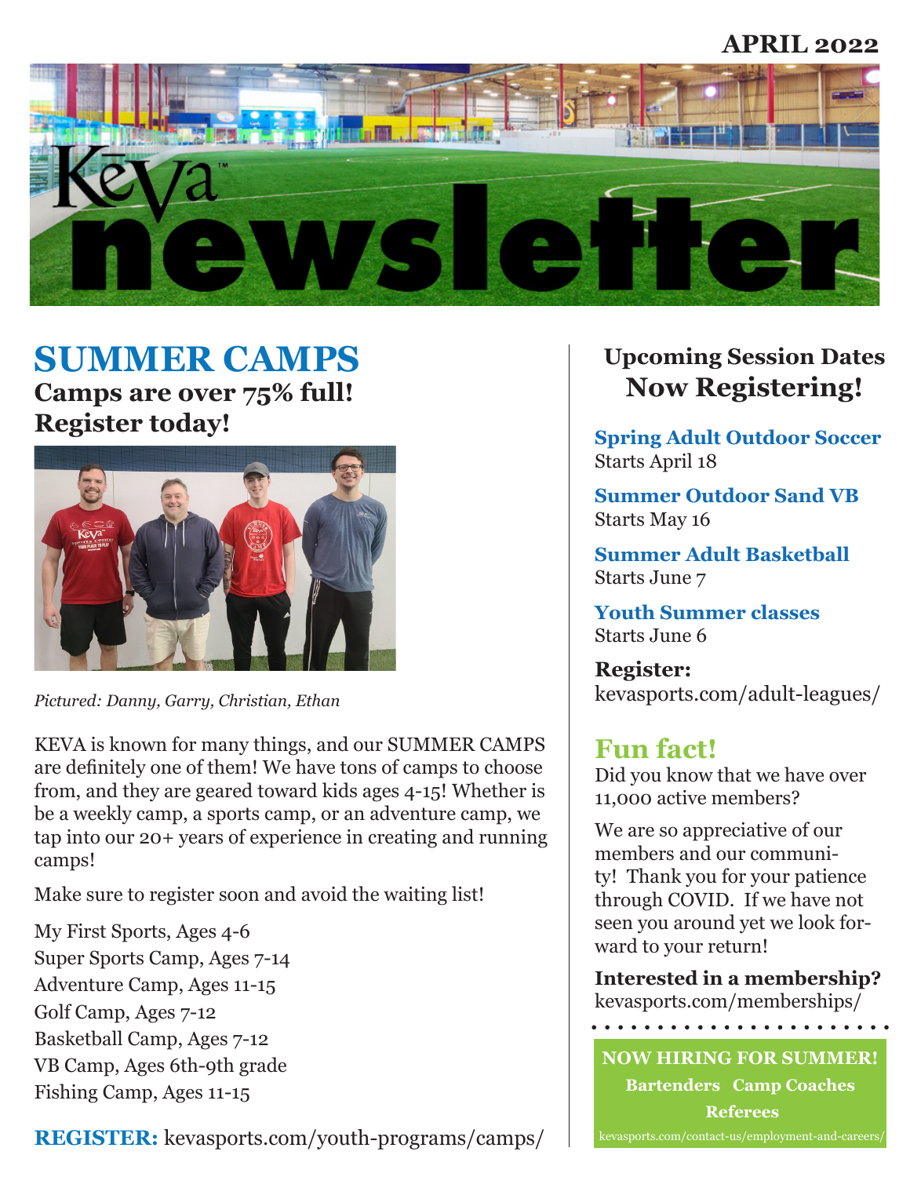APRIL 2022

# Kēva newsletter

## SUMMER CAMPS

**Camps are over 75% full! Register today!**

*Pictured: Danny, Garry, Christian, Ethan*

KEVA is known for many things, and our SUMMER CAMPS are definitely one of them! We have tons of camps to choose from, and they are geared toward kids ages 4-15! Whether is be a weekly camp, a sports camp, or an adventure camp, we tap into our 20+ years of experience in creating and running camps!

Make sure to register soon and avoid the waiting list!

My First Sports, Ages 4-6
Super Sports Camp, Ages 7-14
Adventure Camp, Ages 11-15
Golf Camp, Ages 7-12
Basketball Camp, Ages 7-12
VB Camp, Ages 6th-9th grade
Fishing Camp, Ages 11-15

**REGISTER:** kevasports.com/youth-programs/camps/

## Upcoming Session Dates Now Registering!

**Spring Adult Outdoor Soccer**
Starts April 18

**Summer Outdoor Sand VB**
Starts May 16

**Summer Adult Basketball**
Starts June 7

**Youth Summer classes**
Starts June 6

**Register:**
kevasports.com/adult-leagues/

## Fun fact!

Did you know that we have over 11,000 active members?

We are so appreciative of our members and our community! Thank you for your patience through COVID. If we have not seen you around yet we look forward to your return!

**Interested in a membership?**
kevasports.com/memberships/

**NOW HIRING FOR SUMMER!**
**Bartenders Camp Coaches Referees**
kevasports.com/contact-us/employment-and-careers/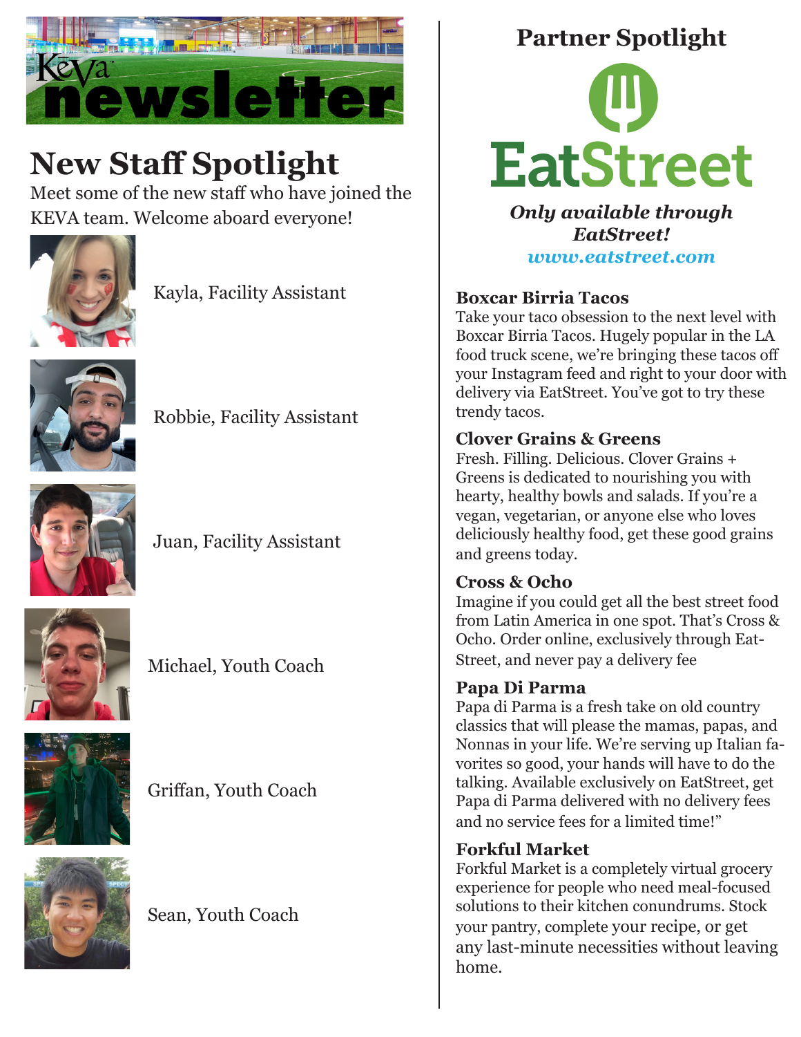# Keva newsletter

## New Staff Spotlight

Meet some of the new staff who have joined the KEVA team. Welcome aboard everyone!

Kayla, Facility Assistant

Robbie, Facility Assistant

Juan, Facility Assistant

Michael, Youth Coach

Griffan, Youth Coach

Sean, Youth Coach

## Partner Spotlight

EatStreet

***Only available through EatStreet!***

***www.eatstreet.com***

**Boxcar Birria Tacos**

Take your taco obsession to the next level with Boxcar Birria Tacos. Hugely popular in the LA food truck scene, we're bringing these tacos off your Instagram feed and right to your door with delivery via EatStreet. You've got to try these trendy tacos.

**Clover Grains & Greens**

Fresh. Filling. Delicious. Clover Grains + Greens is dedicated to nourishing you with hearty, healthy bowls and salads. If you're a vegan, vegetarian, or anyone else who loves deliciously healthy food, get these good grains and greens today.

**Cross & Ocho**

Imagine if you could get all the best street food from Latin America in one spot. That's Cross & Ocho. Order online, exclusively through Eat-Street, and never pay a delivery fee

**Papa Di Parma**

Papa di Parma is a fresh take on old country classics that will please the mamas, papas, and Nonnas in your life. We're serving up Italian fa-vorites so good, your hands will have to do the talking. Available exclusively on EatStreet, get Papa di Parma delivered with no delivery fees and no service fees for a limited time!"

**Forkful Market**

Forkful Market is a completely virtual grocery experience for people who need meal-focused solutions to their kitchen conundrums. Stock your pantry, complete your recipe, or get any last-minute necessities without leaving home.